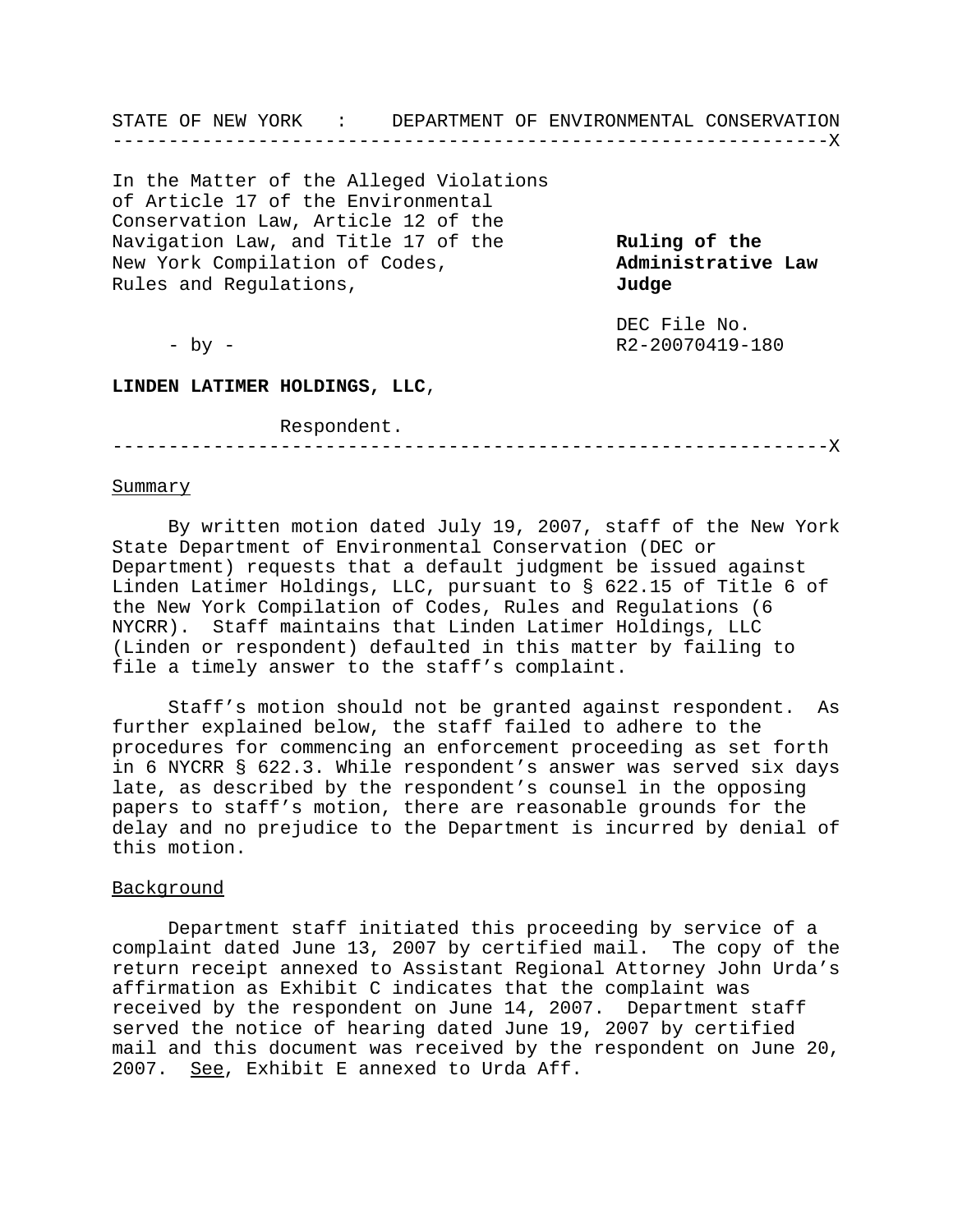STATE OF NEW YORK : DEPARTMENT OF ENVIRONMENTAL CONSERVATION

---

In the Matter of the Alleged Violations of Article 17 of the Environmental Conservation Law, Article 12 of the Navigation Law, and Title 17 of the New York Compilation of Codes, Rules and Regulations,

- by -

**LINDEN LATIMER HOLDINGS, LLC**,

Respondent.

**Ruling of the Administrative Law Judge**

DEC File No. R2-20070419-180

---

Summary

By written motion dated July 19, 2007, staff of the New York State Department of Environmental Conservation (DEC or Department) requests that a default judgment be issued against Linden Latimer Holdings, LLC, pursuant to § 622.15 of Title 6 of the New York Compilation of Codes, Rules and Regulations (6 NYCRR). Staff maintains that Linden Latimer Holdings, LLC (Linden or respondent) defaulted in this matter by failing to file a timely answer to the staff's complaint.

Staff's motion should not be granted against respondent. As further explained below, the staff failed to adhere to the procedures for commencing an enforcement proceeding as set forth in 6 NYCRR § 622.3. While respondent's answer was served six days late, as described by the respondent's counsel in the opposing papers to staff's motion, there are reasonable grounds for the delay and no prejudice to the Department is incurred by denial of this motion.

Background

Department staff initiated this proceeding by service of a complaint dated June 13, 2007 by certified mail. The copy of the return receipt annexed to Assistant Regional Attorney John Urda's affirmation as Exhibit C indicates that the complaint was received by the respondent on June 14, 2007. Department staff served the notice of hearing dated June 19, 2007 by certified mail and this document was received by the respondent on June 20, 2007. See, Exhibit E annexed to Urda Aff.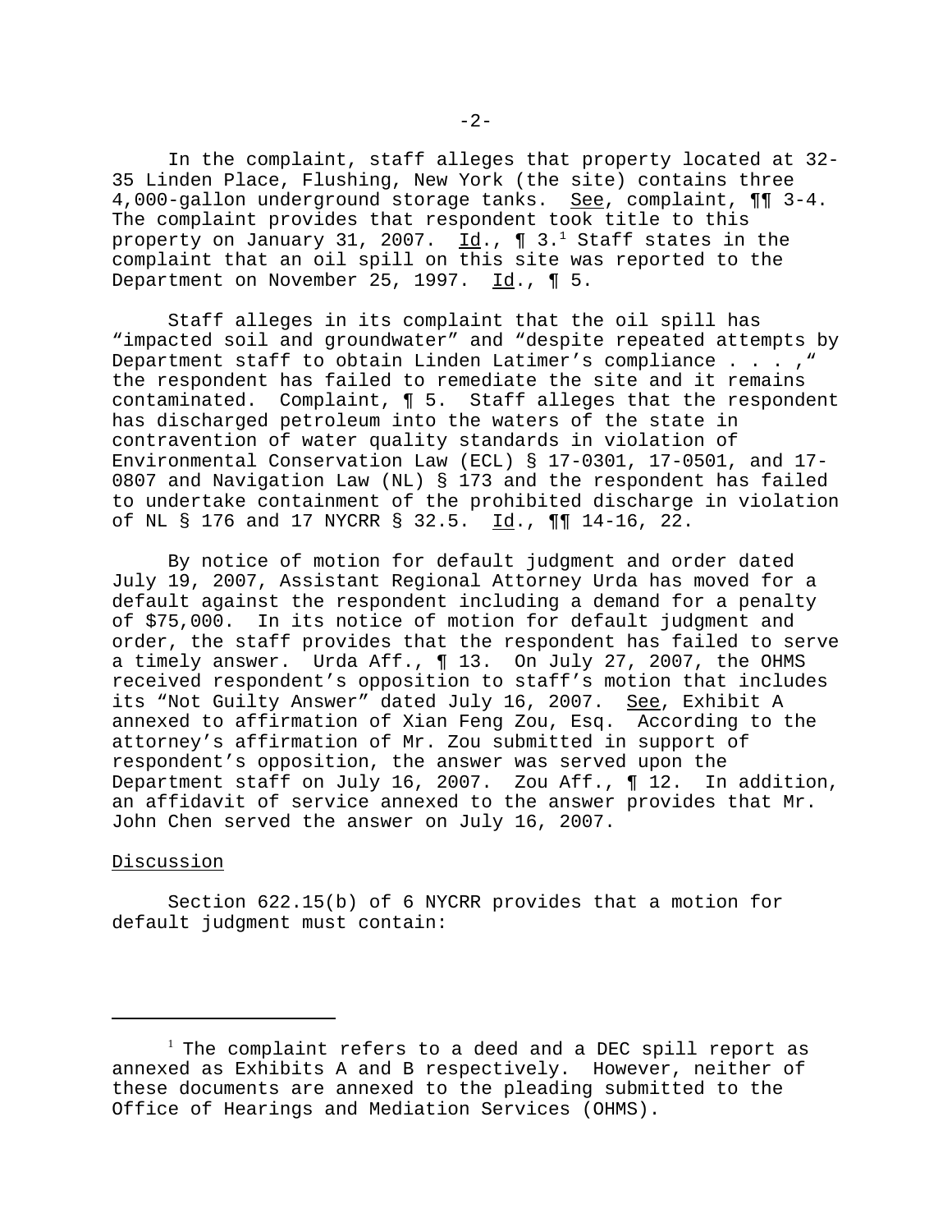In the complaint, staff alleges that property located at 32-35 Linden Place, Flushing, New York (the site) contains three 4,000-gallon underground storage tanks. See, complaint, ¶¶ 3-4. The complaint provides that respondent took title to this property on January 31, 2007. Id., ¶ 3.[1] Staff states in the complaint that an oil spill on this site was reported to the Department on November 25, 1997. Id., ¶ 5.

Staff alleges in its complaint that the oil spill has "impacted soil and groundwater" and "despite repeated attempts by Department staff to obtain Linden Latimer's compliance . . . ," the respondent has failed to remediate the site and it remains contaminated. Complaint, ¶ 5. Staff alleges that the respondent has discharged petroleum into the waters of the state in contravention of water quality standards in violation of Environmental Conservation Law (ECL) § 17-0301, 17-0501, and 17-0807 and Navigation Law (NL) § 173 and the respondent has failed to undertake containment of the prohibited discharge in violation of NL § 176 and 17 NYCRR § 32.5. Id., ¶¶ 14-16, 22.

By notice of motion for default judgment and order dated July 19, 2007, Assistant Regional Attorney Urda has moved for a default against the respondent including a demand for a penalty of $75,000. In its notice of motion for default judgment and order, the staff provides that the respondent has failed to serve a timely answer. Urda Aff., ¶ 13. On July 27, 2007, the OHMS received respondent's opposition to staff's motion that includes its "Not Guilty Answer" dated July 16, 2007. See, Exhibit A annexed to affirmation of Xian Feng Zou, Esq. According to the attorney's affirmation of Mr. Zou submitted in support of respondent's opposition, the answer was served upon the Department staff on July 16, 2007. Zou Aff., ¶ 12. In addition, an affidavit of service annexed to the answer provides that Mr. John Chen served the answer on July 16, 2007.

Discussion

Section 622.15(b) of 6 NYCRR provides that a motion for default judgment must contain:

---

[1] The complaint refers to a deed and a DEC spill report as annexed as Exhibits A and B respectively. However, neither of these documents are annexed to the pleading submitted to the Office of Hearings and Mediation Services (OHMS).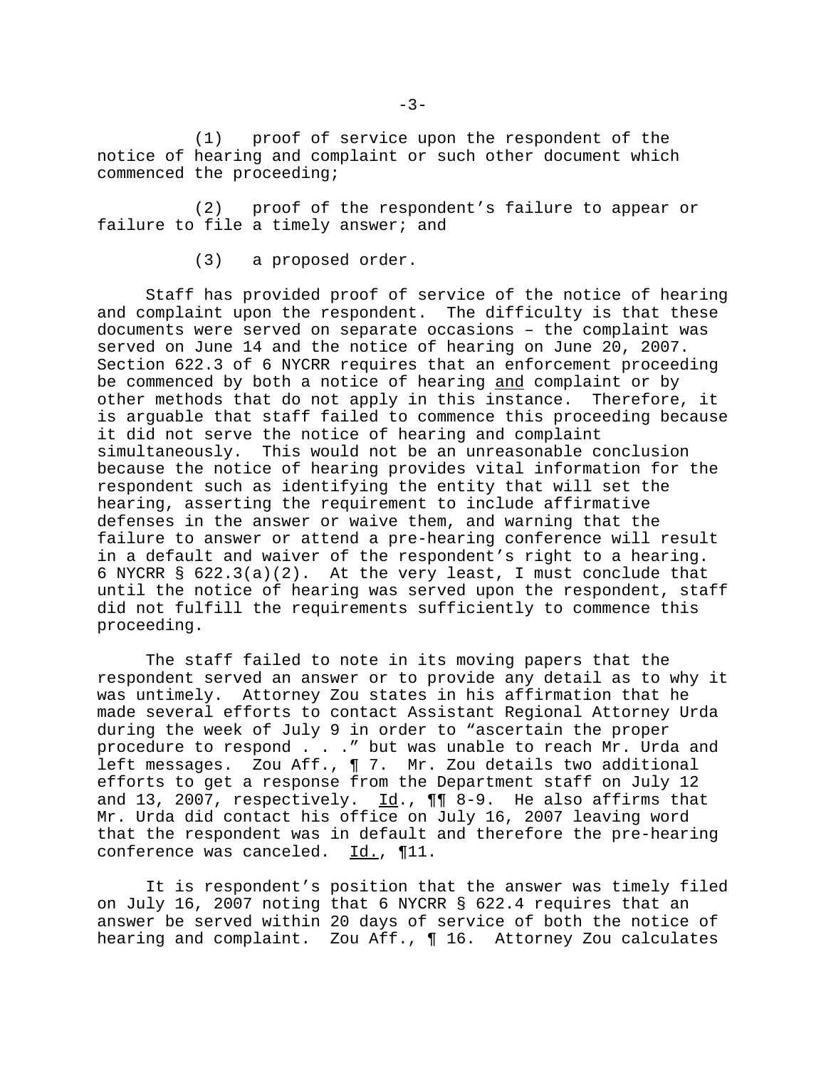(1) proof of service upon the respondent of the notice of hearing and complaint or such other document which commenced the proceeding;

(2) proof of the respondent's failure to appear or failure to file a timely answer; and

(3) a proposed order.

Staff has provided proof of service of the notice of hearing and complaint upon the respondent. The difficulty is that these documents were served on separate occasions – the complaint was served on June 14 and the notice of hearing on June 20, 2007. Section 622.3 of 6 NYCRR requires that an enforcement proceeding be commenced by both a notice of hearing <u>and</u> complaint or by other methods that do not apply in this instance. Therefore, it is arguable that staff failed to commence this proceeding because it did not serve the notice of hearing and complaint simultaneously. This would not be an unreasonable conclusion because the notice of hearing provides vital information for the respondent such as identifying the entity that will set the hearing, asserting the requirement to include affirmative defenses in the answer or waive them, and warning that the failure to answer or attend a pre-hearing conference will result in a default and waiver of the respondent's right to a hearing. 6 NYCRR § 622.3(a)(2). At the very least, I must conclude that until the notice of hearing was served upon the respondent, staff did not fulfill the requirements sufficiently to commence this proceeding.

The staff failed to note in its moving papers that the respondent served an answer or to provide any detail as to why it was untimely. Attorney Zou states in his affirmation that he made several efforts to contact Assistant Regional Attorney Urda during the week of July 9 in order to "ascertain the proper procedure to respond . . ." but was unable to reach Mr. Urda and left messages. Zou Aff., ¶ 7. Mr. Zou details two additional efforts to get a response from the Department staff on July 12 and 13, 2007, respectively. <u>Id</u>., ¶¶ 8-9. He also affirms that Mr. Urda did contact his office on July 16, 2007 leaving word that the respondent was in default and therefore the pre-hearing conference was canceled. <u>Id.</u>, ¶11.

It is respondent's position that the answer was timely filed on July 16, 2007 noting that 6 NYCRR § 622.4 requires that an answer be served within 20 days of service of both the notice of hearing and complaint. Zou Aff., ¶ 16. Attorney Zou calculates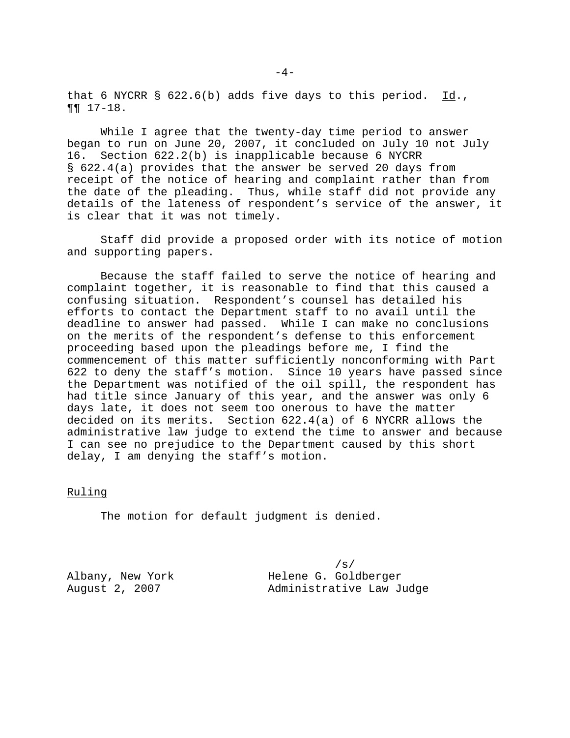that 6 NYCRR § 622.6(b) adds five days to this period. _Id._, ¶¶ 17-18.

While I agree that the twenty-day time period to answer began to run on June 20, 2007, it concluded on July 10 not July 16. Section 622.2(b) is inapplicable because 6 NYCRR § 622.4(a) provides that the answer be served 20 days from receipt of the notice of hearing and complaint rather than from the date of the pleading. Thus, while staff did not provide any details of the lateness of respondent's service of the answer, it is clear that it was not timely.

Staff did provide a proposed order with its notice of motion and supporting papers.

Because the staff failed to serve the notice of hearing and complaint together, it is reasonable to find that this caused a confusing situation. Respondent's counsel has detailed his efforts to contact the Department staff to no avail until the deadline to answer had passed. While I can make no conclusions on the merits of the respondent's defense to this enforcement proceeding based upon the pleadings before me, I find the commencement of this matter sufficiently nonconforming with Part 622 to deny the staff's motion. Since 10 years have passed since the Department was notified of the oil spill, the respondent has had title since January of this year, and the answer was only 6 days late, it does not seem too onerous to have the matter decided on its merits. Section 622.4(a) of 6 NYCRR allows the administrative law judge to extend the time to answer and because I can see no prejudice to the Department caused by this short delay, I am denying the staff's motion.

## Ruling

The motion for default judgment is denied.

/s/
Helene G. Goldberger
Administrative Law Judge

Albany, New York
August 2, 2007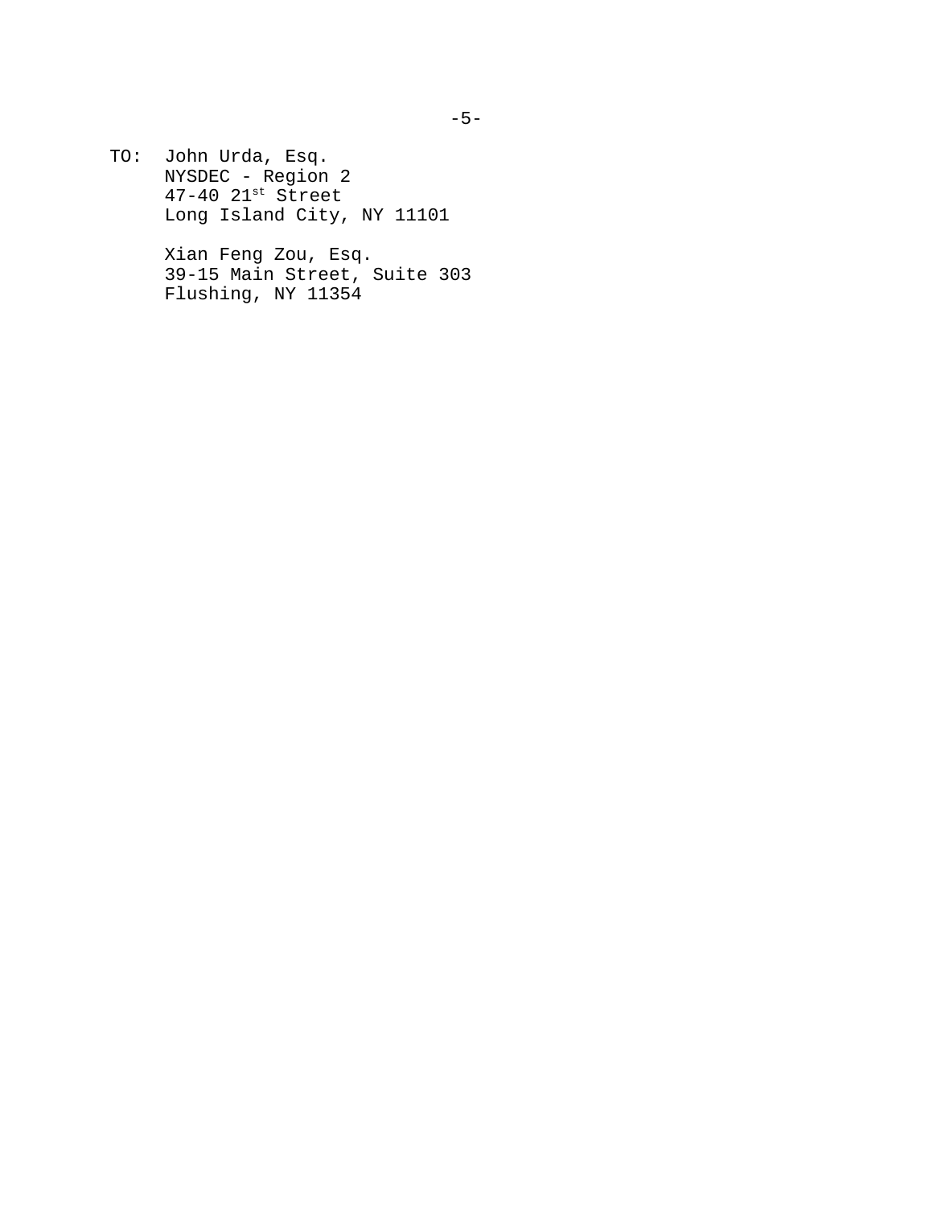TO: John Urda, Esq.
NYSDEC - Region 2
47-40 21st Street
Long Island City, NY 11101

Xian Feng Zou, Esq.
39-15 Main Street, Suite 303
Flushing, NY 11354